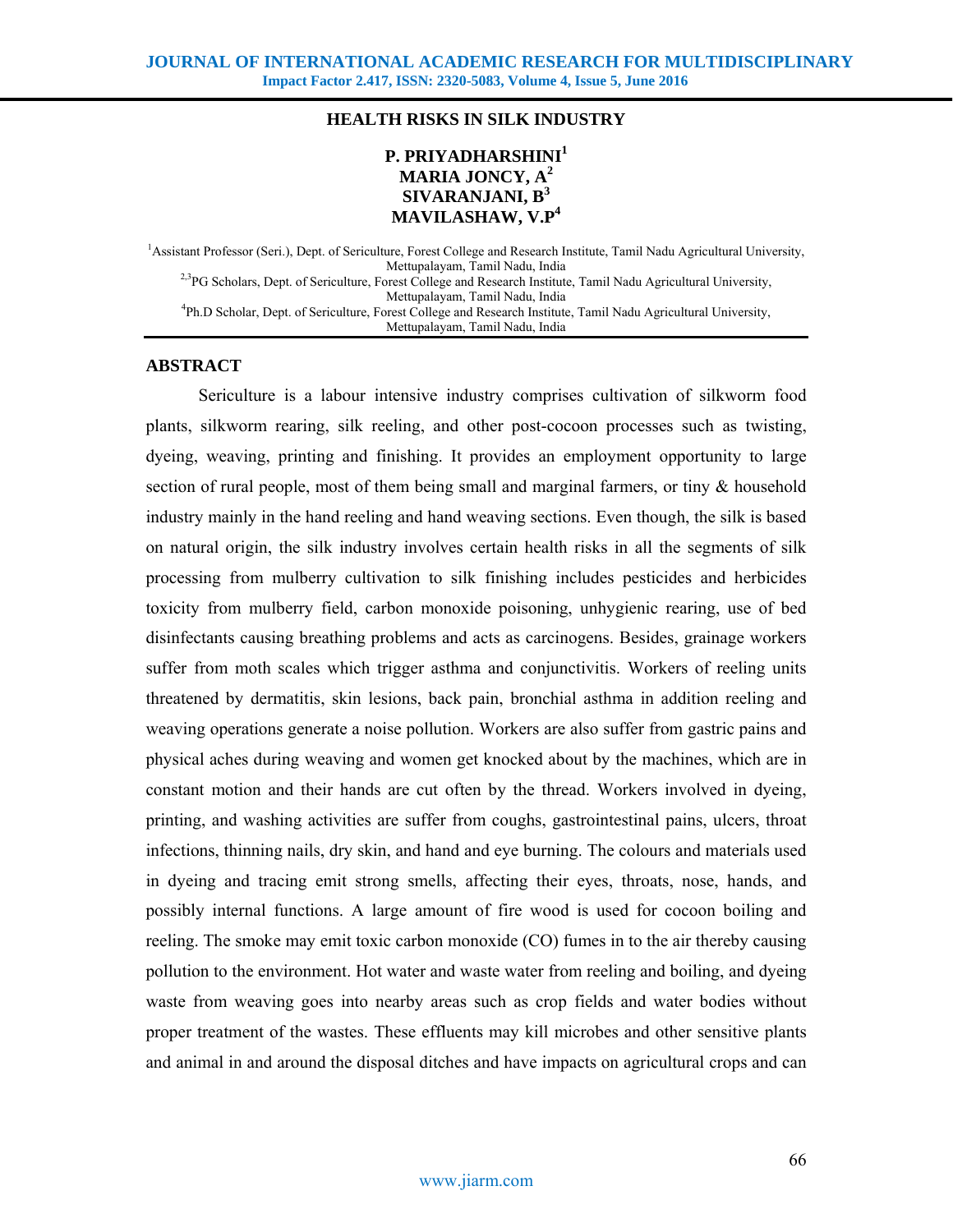# HEALTH RISKS IN SILK INDUSTRY

**P. PRIYADHARSHINI[1]**
**MARIA JONCY, A[2]**
**SIVARANJANI, B[3]**
**MAVILASHAW, V.P[4]**

[1]Assistant Professor (Seri.), Dept. of Sericulture, Forest College and Research Institute, Tamil Nadu Agricultural University, Mettupalayam, Tamil Nadu, India
[2,3]PG Scholars, Dept. of Sericulture, Forest College and Research Institute, Tamil Nadu Agricultural University, Mettupalayam, Tamil Nadu, India
[4]Ph.D Scholar, Dept. of Sericulture, Forest College and Research Institute, Tamil Nadu Agricultural University, Mettupalayam, Tamil Nadu, India

## ABSTRACT

Sericulture is a labour intensive industry comprises cultivation of silkworm food plants, silkworm rearing, silk reeling, and other post-cocoon processes such as twisting, dyeing, weaving, printing and finishing. It provides an employment opportunity to large section of rural people, most of them being small and marginal farmers, or tiny & household industry mainly in the hand reeling and hand weaving sections. Even though, the silk is based on natural origin, the silk industry involves certain health risks in all the segments of silk processing from mulberry cultivation to silk finishing includes pesticides and herbicides toxicity from mulberry field, carbon monoxide poisoning, unhygienic rearing, use of bed disinfectants causing breathing problems and acts as carcinogens. Besides, grainage workers suffer from moth scales which trigger asthma and conjunctivitis. Workers of reeling units threatened by dermatitis, skin lesions, back pain, bronchial asthma in addition reeling and weaving operations generate a noise pollution. Workers are also suffer from gastric pains and physical aches during weaving and women get knocked about by the machines, which are in constant motion and their hands are cut often by the thread. Workers involved in dyeing, printing, and washing activities are suffer from coughs, gastrointestinal pains, ulcers, throat infections, thinning nails, dry skin, and hand and eye burning. The colours and materials used in dyeing and tracing emit strong smells, affecting their eyes, throats, nose, hands, and possibly internal functions. A large amount of fire wood is used for cocoon boiling and reeling. The smoke may emit toxic carbon monoxide (CO) fumes in to the air thereby causing pollution to the environment. Hot water and waste water from reeling and boiling, and dyeing waste from weaving goes into nearby areas such as crop fields and water bodies without proper treatment of the wastes. These effluents may kill microbes and other sensitive plants and animal in and around the disposal ditches and have impacts on agricultural crops and can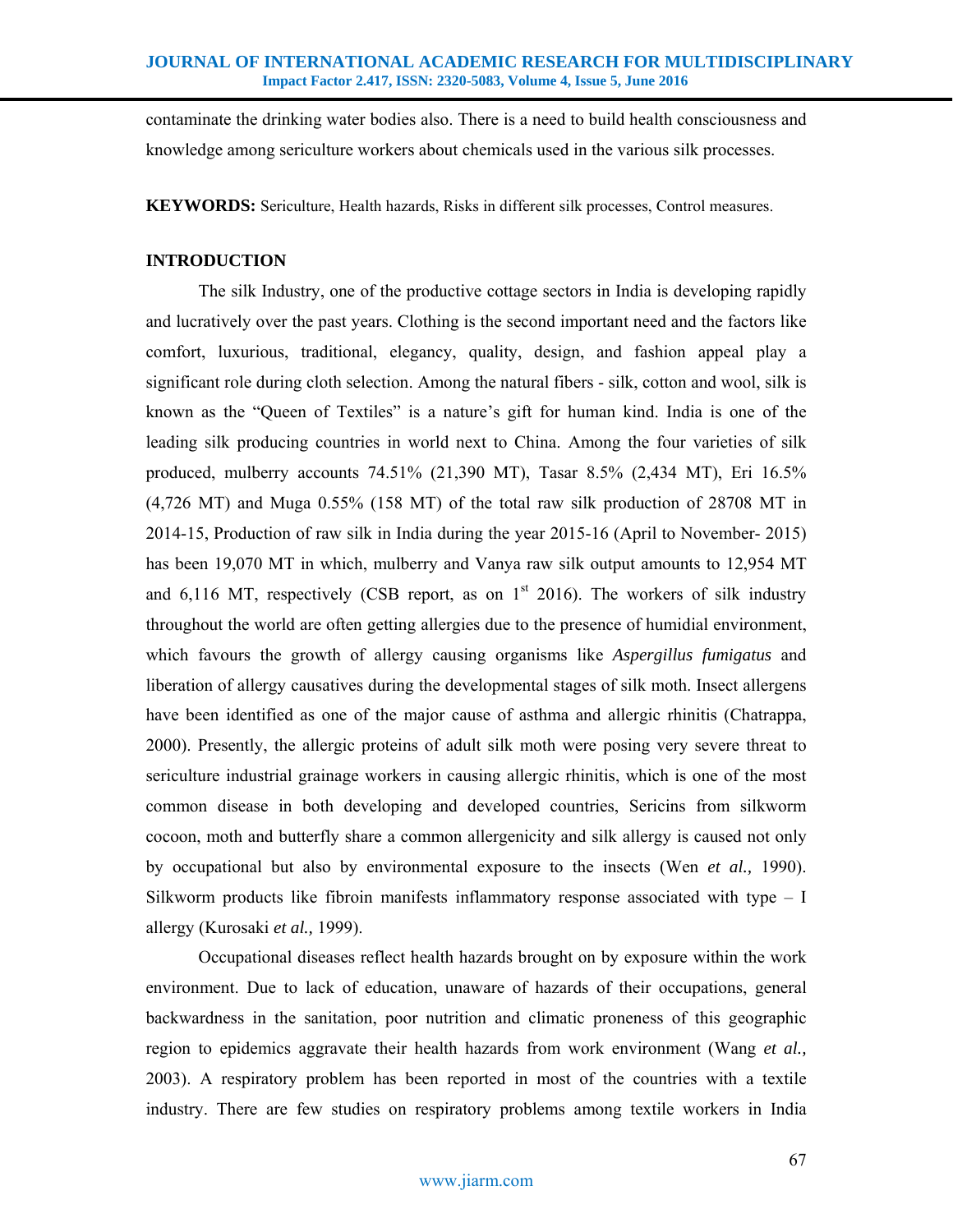contaminate the drinking water bodies also. There is a need to build health consciousness and knowledge among sericulture workers about chemicals used in the various silk processes.

**KEYWORDS:** Sericulture, Health hazards, Risks in different silk processes, Control measures.

## INTRODUCTION

The silk Industry, one of the productive cottage sectors in India is developing rapidly and lucratively over the past years. Clothing is the second important need and the factors like comfort, luxurious, traditional, elegancy, quality, design, and fashion appeal play a significant role during cloth selection. Among the natural fibers - silk, cotton and wool, silk is known as the "Queen of Textiles" is a nature's gift for human kind. India is one of the leading silk producing countries in world next to China. Among the four varieties of silk produced, mulberry accounts 74.51% (21,390 MT), Tasar 8.5% (2,434 MT), Eri 16.5% (4,726 MT) and Muga 0.55% (158 MT) of the total raw silk production of 28708 MT in 2014-15, Production of raw silk in India during the year 2015-16 (April to November- 2015) has been 19,070 MT in which, mulberry and Vanya raw silk output amounts to 12,954 MT and 6,116 MT, respectively (CSB report, as on 1st 2016). The workers of silk industry throughout the world are often getting allergies due to the presence of humidial environment, which favours the growth of allergy causing organisms like *Aspergillus fumigatus* and liberation of allergy causatives during the developmental stages of silk moth. Insect allergens have been identified as one of the major cause of asthma and allergic rhinitis (Chatrappa, 2000). Presently, the allergic proteins of adult silk moth were posing very severe threat to sericulture industrial grainage workers in causing allergic rhinitis, which is one of the most common disease in both developing and developed countries, Sericins from silkworm cocoon, moth and butterfly share a common allergenicity and silk allergy is caused not only by occupational but also by environmental exposure to the insects (Wen *et al.,* 1990). Silkworm products like fibroin manifests inflammatory response associated with type – I allergy (Kurosaki *et al.,* 1999).

Occupational diseases reflect health hazards brought on by exposure within the work environment. Due to lack of education, unaware of hazards of their occupations, general backwardness in the sanitation, poor nutrition and climatic proneness of this geographic region to epidemics aggravate their health hazards from work environment (Wang *et al.,* 2003). A respiratory problem has been reported in most of the countries with a textile industry. There are few studies on respiratory problems among textile workers in India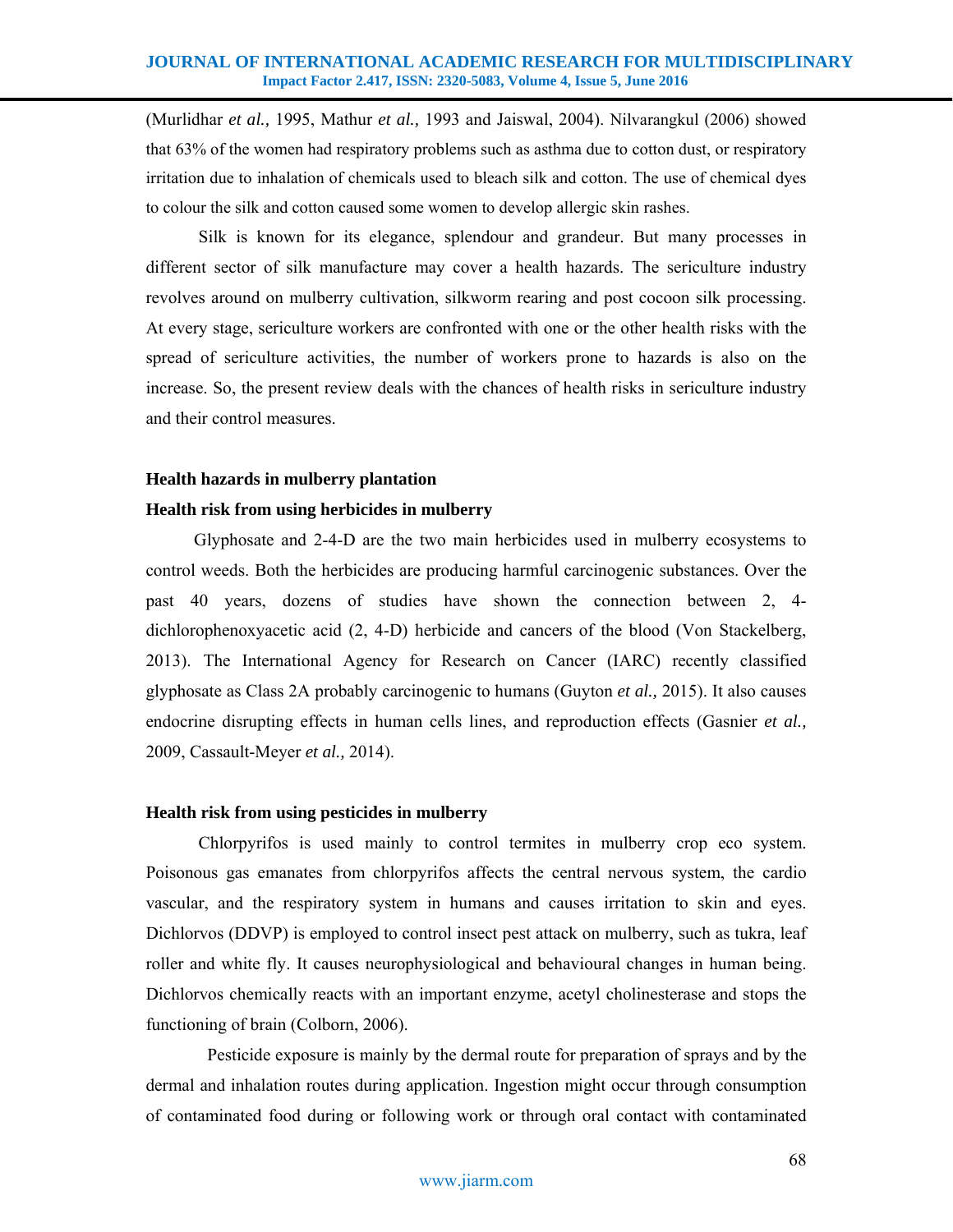(Murlidhar *et al.,* 1995, Mathur *et al.,* 1993 and Jaiswal, 2004). Nilvarangkul (2006) showed that 63% of the women had respiratory problems such as asthma due to cotton dust, or respiratory irritation due to inhalation of chemicals used to bleach silk and cotton. The use of chemical dyes to colour the silk and cotton caused some women to develop allergic skin rashes.

Silk is known for its elegance, splendour and grandeur. But many processes in different sector of silk manufacture may cover a health hazards. The sericulture industry revolves around on mulberry cultivation, silkworm rearing and post cocoon silk processing. At every stage, sericulture workers are confronted with one or the other health risks with the spread of sericulture activities, the number of workers prone to hazards is also on the increase. So, the present review deals with the chances of health risks in sericulture industry and their control measures.

## Health hazards in mulberry plantation

### Health risk from using herbicides in mulberry

Glyphosate and 2-4-D are the two main herbicides used in mulberry ecosystems to control weeds. Both the herbicides are producing harmful carcinogenic substances. Over the past 40 years, dozens of studies have shown the connection between 2, 4-dichlorophenoxyacetic acid (2, 4-D) herbicide and cancers of the blood (Von Stackelberg, 2013). The International Agency for Research on Cancer (IARC) recently classified glyphosate as Class 2A probably carcinogenic to humans (Guyton *et al.,* 2015). It also causes endocrine disrupting effects in human cells lines, and reproduction effects (Gasnier *et al.,* 2009, Cassault-Meyer *et al.,* 2014).

### Health risk from using pesticides in mulberry

Chlorpyrifos is used mainly to control termites in mulberry crop eco system. Poisonous gas emanates from chlorpyrifos affects the central nervous system, the cardio vascular, and the respiratory system in humans and causes irritation to skin and eyes. Dichlorvos (DDVP) is employed to control insect pest attack on mulberry, such as tukra, leaf roller and white fly. It causes neurophysiological and behavioural changes in human being. Dichlorvos chemically reacts with an important enzyme, acetyl cholinesterase and stops the functioning of brain (Colborn, 2006).

Pesticide exposure is mainly by the dermal route for preparation of sprays and by the dermal and inhalation routes during application. Ingestion might occur through consumption of contaminated food during or following work or through oral contact with contaminated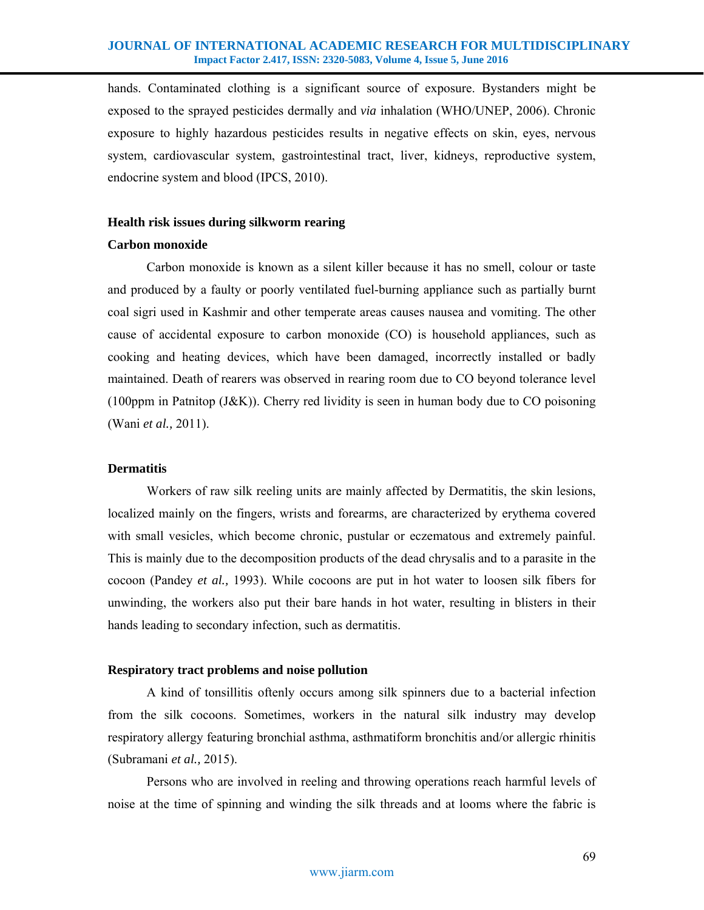hands. Contaminated clothing is a significant source of exposure. Bystanders might be exposed to the sprayed pesticides dermally and *via* inhalation (WHO/UNEP, 2006). Chronic exposure to highly hazardous pesticides results in negative effects on skin, eyes, nervous system, cardiovascular system, gastrointestinal tract, liver, kidneys, reproductive system, endocrine system and blood (IPCS, 2010).

**Health risk issues during silkworm rearing**

**Carbon monoxide**

Carbon monoxide is known as a silent killer because it has no smell, colour or taste and produced by a faulty or poorly ventilated fuel-burning appliance such as partially burnt coal sigri used in Kashmir and other temperate areas causes nausea and vomiting. The other cause of accidental exposure to carbon monoxide (CO) is household appliances, such as cooking and heating devices, which have been damaged, incorrectly installed or badly maintained. Death of rearers was observed in rearing room due to CO beyond tolerance level (100ppm in Patnitop (J&K)). Cherry red lividity is seen in human body due to CO poisoning (Wani *et al.,* 2011).

**Dermatitis**

Workers of raw silk reeling units are mainly affected by Dermatitis, the skin lesions, localized mainly on the fingers, wrists and forearms, are characterized by erythema covered with small vesicles, which become chronic, pustular or eczematous and extremely painful. This is mainly due to the decomposition products of the dead chrysalis and to a parasite in the cocoon (Pandey *et al.,* 1993). While cocoons are put in hot water to loosen silk fibers for unwinding, the workers also put their bare hands in hot water, resulting in blisters in their hands leading to secondary infection, such as dermatitis.

**Respiratory tract problems and noise pollution**

A kind of tonsillitis oftenly occurs among silk spinners due to a bacterial infection from the silk cocoons. Sometimes, workers in the natural silk industry may develop respiratory allergy featuring bronchial asthma, asthmatiform bronchitis and/or allergic rhinitis (Subramani *et al.,* 2015).

Persons who are involved in reeling and throwing operations reach harmful levels of noise at the time of spinning and winding the silk threads and at looms where the fabric is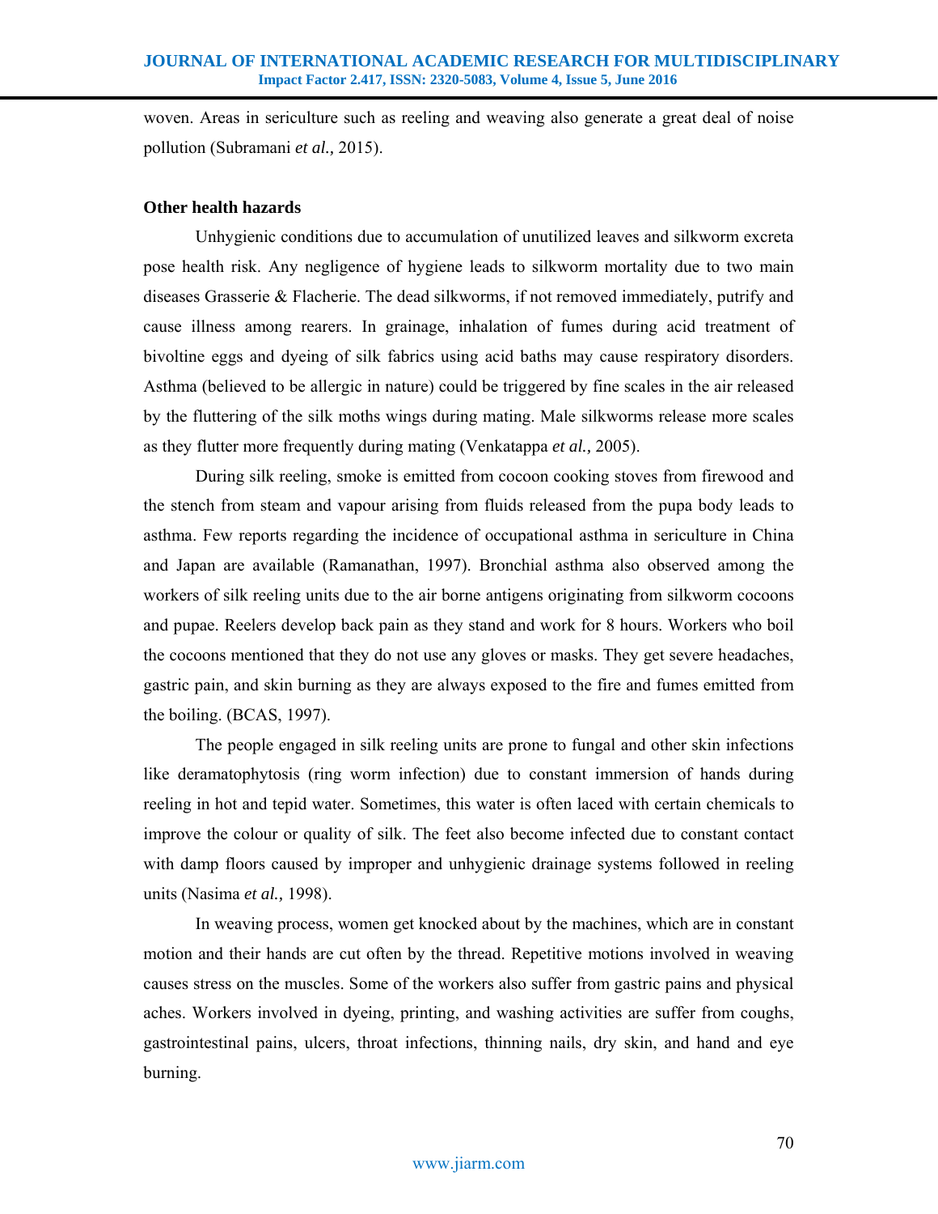woven. Areas in sericulture such as reeling and weaving also generate a great deal of noise pollution (Subramani *et al.,* 2015).

**Other health hazards**

Unhygienic conditions due to accumulation of unutilized leaves and silkworm excreta pose health risk. Any negligence of hygiene leads to silkworm mortality due to two main diseases Grasserie & Flacherie. The dead silkworms, if not removed immediately, putrify and cause illness among rearers. In grainage, inhalation of fumes during acid treatment of bivoltine eggs and dyeing of silk fabrics using acid baths may cause respiratory disorders. Asthma (believed to be allergic in nature) could be triggered by fine scales in the air released by the fluttering of the silk moths wings during mating. Male silkworms release more scales as they flutter more frequently during mating (Venkatappa *et al.,* 2005).

During silk reeling, smoke is emitted from cocoon cooking stoves from firewood and the stench from steam and vapour arising from fluids released from the pupa body leads to asthma. Few reports regarding the incidence of occupational asthma in sericulture in China and Japan are available (Ramanathan, 1997). Bronchial asthma also observed among the workers of silk reeling units due to the air borne antigens originating from silkworm cocoons and pupae. Reelers develop back pain as they stand and work for 8 hours. Workers who boil the cocoons mentioned that they do not use any gloves or masks. They get severe headaches, gastric pain, and skin burning as they are always exposed to the fire and fumes emitted from the boiling. (BCAS, 1997).

The people engaged in silk reeling units are prone to fungal and other skin infections like deramatophytosis (ring worm infection) due to constant immersion of hands during reeling in hot and tepid water. Sometimes, this water is often laced with certain chemicals to improve the colour or quality of silk. The feet also become infected due to constant contact with damp floors caused by improper and unhygienic drainage systems followed in reeling units (Nasima *et al.,* 1998).

In weaving process, women get knocked about by the machines, which are in constant motion and their hands are cut often by the thread. Repetitive motions involved in weaving causes stress on the muscles. Some of the workers also suffer from gastric pains and physical aches. Workers involved in dyeing, printing, and washing activities are suffer from coughs, gastrointestinal pains, ulcers, throat infections, thinning nails, dry skin, and hand and eye burning.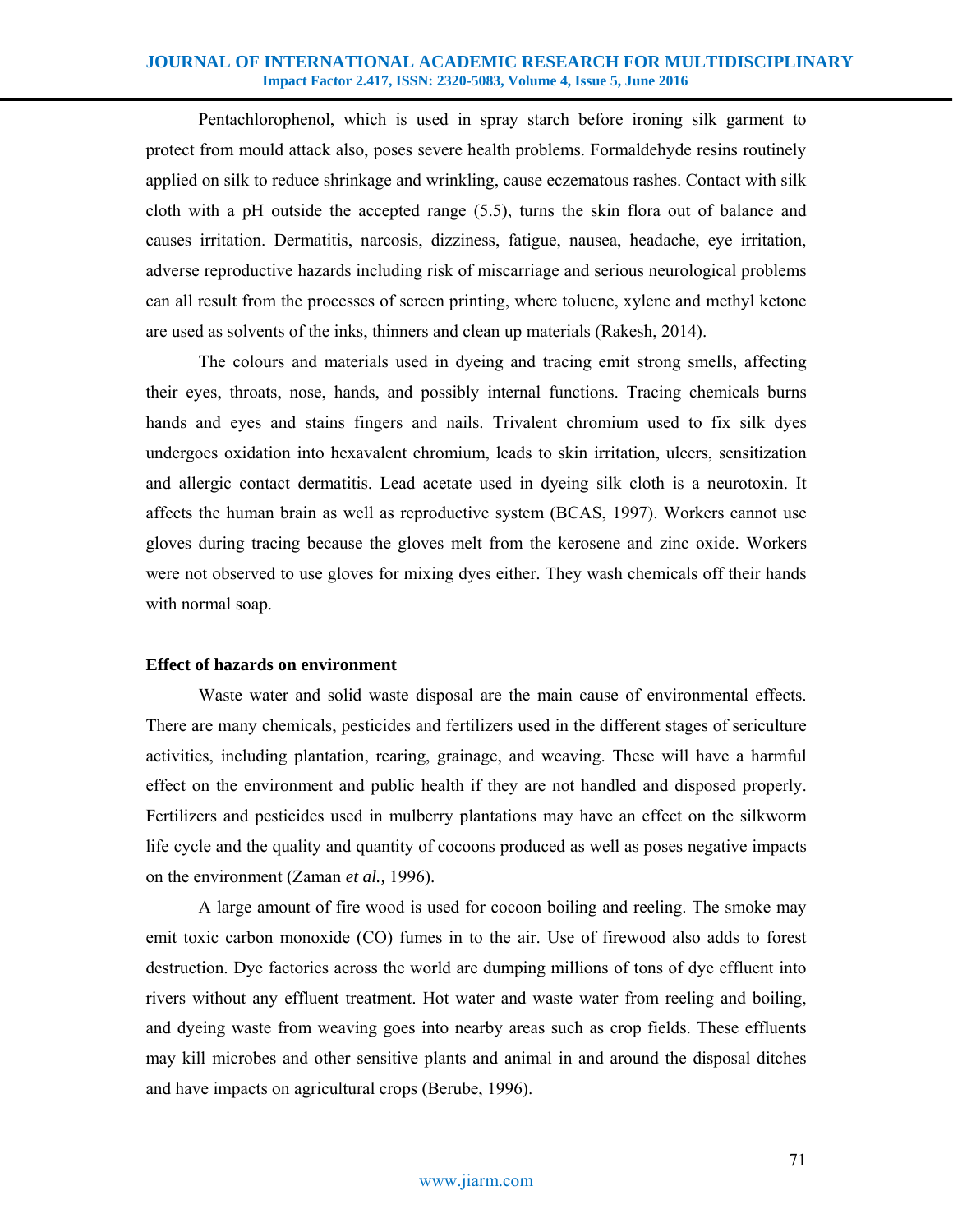Pentachlorophenol, which is used in spray starch before ironing silk garment to protect from mould attack also, poses severe health problems. Formaldehyde resins routinely applied on silk to reduce shrinkage and wrinkling, cause eczematous rashes. Contact with silk cloth with a pH outside the accepted range (5.5), turns the skin flora out of balance and causes irritation. Dermatitis, narcosis, dizziness, fatigue, nausea, headache, eye irritation, adverse reproductive hazards including risk of miscarriage and serious neurological problems can all result from the processes of screen printing, where toluene, xylene and methyl ketone are used as solvents of the inks, thinners and clean up materials (Rakesh, 2014).

The colours and materials used in dyeing and tracing emit strong smells, affecting their eyes, throats, nose, hands, and possibly internal functions. Tracing chemicals burns hands and eyes and stains fingers and nails. Trivalent chromium used to fix silk dyes undergoes oxidation into hexavalent chromium, leads to skin irritation, ulcers, sensitization and allergic contact dermatitis. Lead acetate used in dyeing silk cloth is a neurotoxin. It affects the human brain as well as reproductive system (BCAS, 1997). Workers cannot use gloves during tracing because the gloves melt from the kerosene and zinc oxide. Workers were not observed to use gloves for mixing dyes either. They wash chemicals off their hands with normal soap.

**Effect of hazards on environment**

Waste water and solid waste disposal are the main cause of environmental effects. There are many chemicals, pesticides and fertilizers used in the different stages of sericulture activities, including plantation, rearing, grainage, and weaving. These will have a harmful effect on the environment and public health if they are not handled and disposed properly. Fertilizers and pesticides used in mulberry plantations may have an effect on the silkworm life cycle and the quality and quantity of cocoons produced as well as poses negative impacts on the environment (Zaman *et al.,* 1996).

A large amount of fire wood is used for cocoon boiling and reeling. The smoke may emit toxic carbon monoxide (CO) fumes in to the air. Use of firewood also adds to forest destruction. Dye factories across the world are dumping millions of tons of dye effluent into rivers without any effluent treatment. Hot water and waste water from reeling and boiling, and dyeing waste from weaving goes into nearby areas such as crop fields. These effluents may kill microbes and other sensitive plants and animal in and around the disposal ditches and have impacts on agricultural crops (Berube, 1996).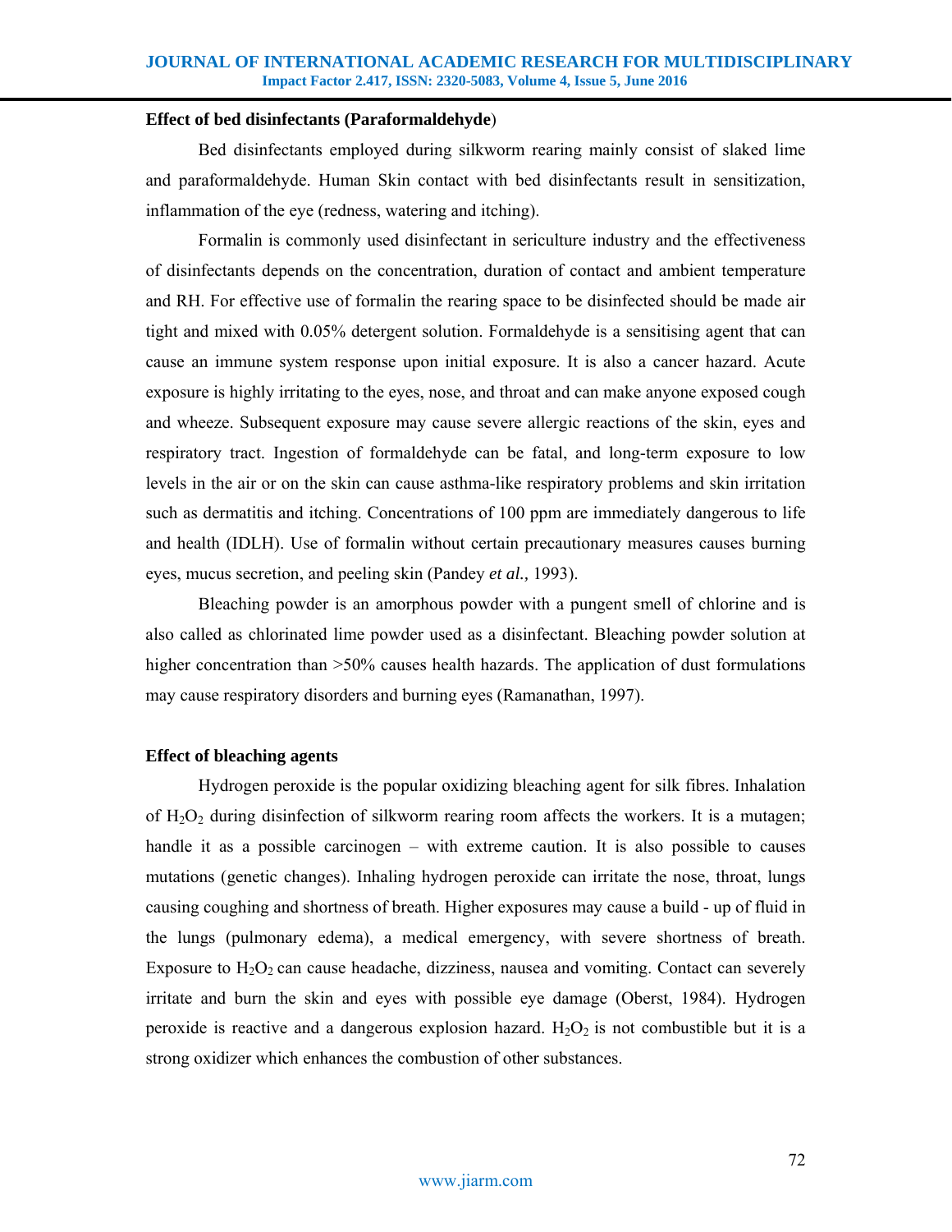**Effect of bed disinfectants (Paraformaldehyde)**

Bed disinfectants employed during silkworm rearing mainly consist of slaked lime and paraformaldehyde. Human Skin contact with bed disinfectants result in sensitization, inflammation of the eye (redness, watering and itching).

Formalin is commonly used disinfectant in sericulture industry and the effectiveness of disinfectants depends on the concentration, duration of contact and ambient temperature and RH. For effective use of formalin the rearing space to be disinfected should be made air tight and mixed with 0.05% detergent solution. Formaldehyde is a sensitising agent that can cause an immune system response upon initial exposure. It is also a cancer hazard. Acute exposure is highly irritating to the eyes, nose, and throat and can make anyone exposed cough and wheeze. Subsequent exposure may cause severe allergic reactions of the skin, eyes and respiratory tract. Ingestion of formaldehyde can be fatal, and long-term exposure to low levels in the air or on the skin can cause asthma-like respiratory problems and skin irritation such as dermatitis and itching. Concentrations of 100 ppm are immediately dangerous to life and health (IDLH). Use of formalin without certain precautionary measures causes burning eyes, mucus secretion, and peeling skin (Pandey *et al.,* 1993).

Bleaching powder is an amorphous powder with a pungent smell of chlorine and is also called as chlorinated lime powder used as a disinfectant. Bleaching powder solution at higher concentration than >50% causes health hazards. The application of dust formulations may cause respiratory disorders and burning eyes (Ramanathan, 1997).

**Effect of bleaching agents**

Hydrogen peroxide is the popular oxidizing bleaching agent for silk fibres. Inhalation of $H_2O_2$ during disinfection of silkworm rearing room affects the workers. It is a mutagen; handle it as a possible carcinogen – with extreme caution. It is also possible to causes mutations (genetic changes). Inhaling hydrogen peroxide can irritate the nose, throat, lungs causing coughing and shortness of breath. Higher exposures may cause a build - up of fluid in the lungs (pulmonary edema), a medical emergency, with severe shortness of breath. Exposure to $H_2O_2$ can cause headache, dizziness, nausea and vomiting. Contact can severely irritate and burn the skin and eyes with possible eye damage (Oberst, 1984). Hydrogen peroxide is reactive and a dangerous explosion hazard. $H_2O_2$ is not combustible but it is a strong oxidizer which enhances the combustion of other substances.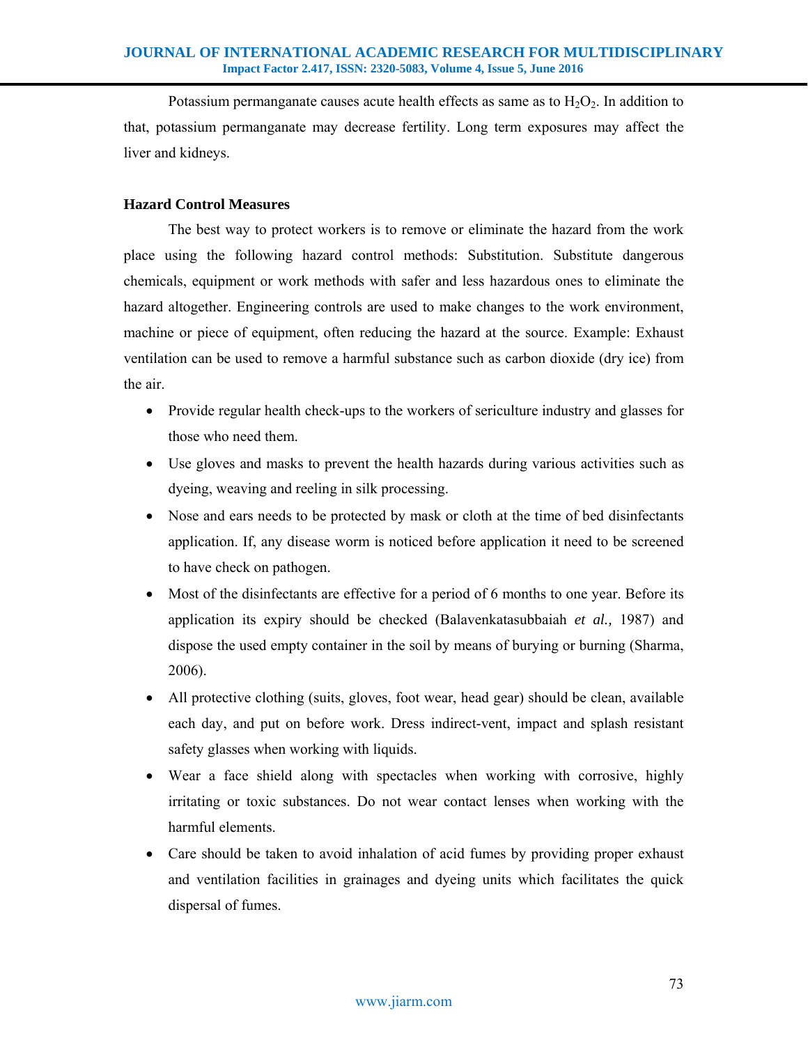Potassium permanganate causes acute health effects as same as to $H_2O_2$. In addition to that, potassium permanganate may decrease fertility. Long term exposures may affect the liver and kidneys.

**Hazard Control Measures**

The best way to protect workers is to remove or eliminate the hazard from the work place using the following hazard control methods: Substitution. Substitute dangerous chemicals, equipment or work methods with safer and less hazardous ones to eliminate the hazard altogether. Engineering controls are used to make changes to the work environment, machine or piece of equipment, often reducing the hazard at the source. Example: Exhaust ventilation can be used to remove a harmful substance such as carbon dioxide (dry ice) from the air.

- Provide regular health check-ups to the workers of sericulture industry and glasses for those who need them.
- Use gloves and masks to prevent the health hazards during various activities such as dyeing, weaving and reeling in silk processing.
- Nose and ears needs to be protected by mask or cloth at the time of bed disinfectants application. If, any disease worm is noticed before application it need to be screened to have check on pathogen.
- Most of the disinfectants are effective for a period of 6 months to one year. Before its application its expiry should be checked (Balavenkatasubbaiah *et al.,* 1987) and dispose the used empty container in the soil by means of burying or burning (Sharma, 2006).
- All protective clothing (suits, gloves, foot wear, head gear) should be clean, available each day, and put on before work. Dress indirect-vent, impact and splash resistant safety glasses when working with liquids.
- Wear a face shield along with spectacles when working with corrosive, highly irritating or toxic substances. Do not wear contact lenses when working with the harmful elements.
- Care should be taken to avoid inhalation of acid fumes by providing proper exhaust and ventilation facilities in grainages and dyeing units which facilitates the quick dispersal of fumes.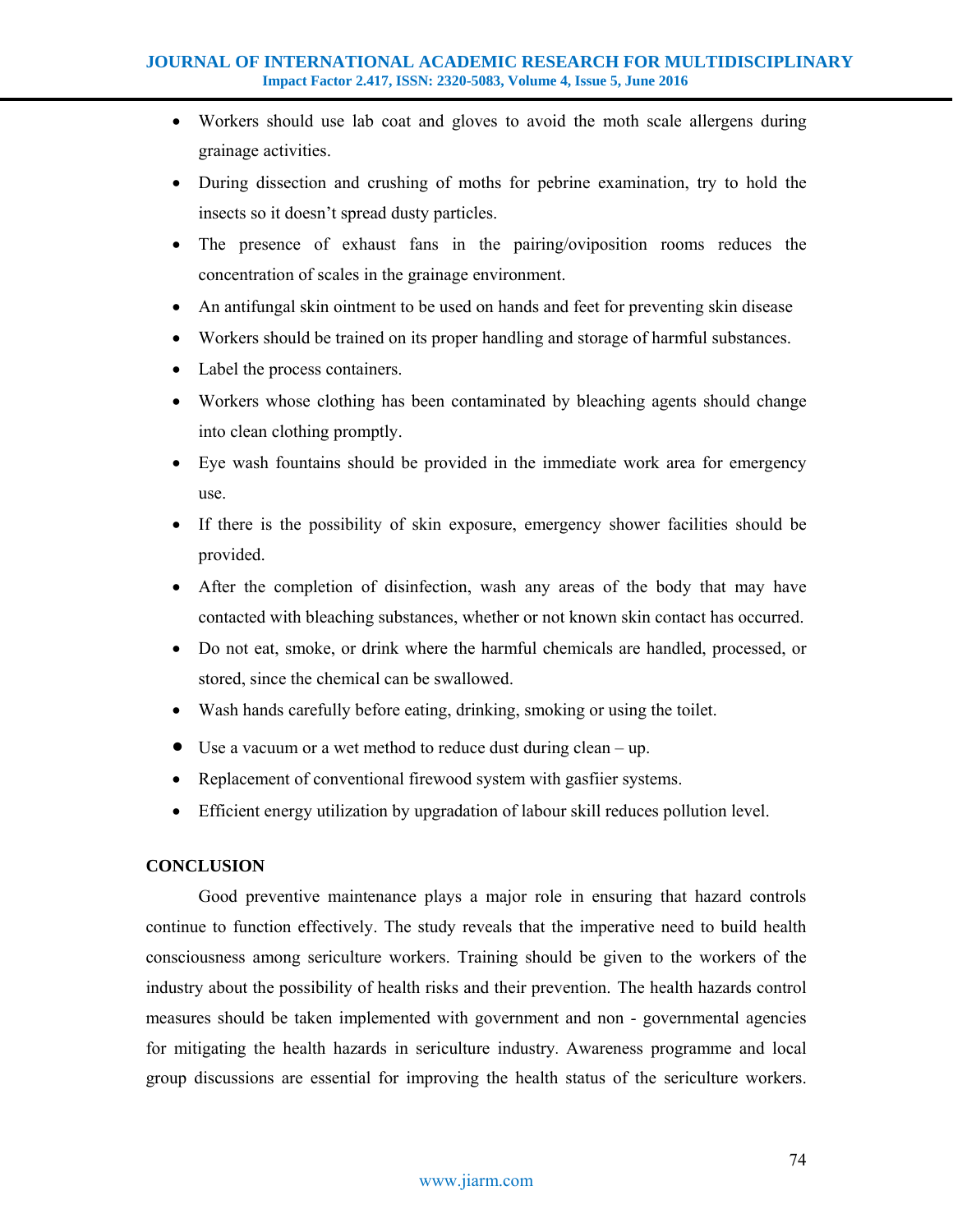- Workers should use lab coat and gloves to avoid the moth scale allergens during grainage activities.
- During dissection and crushing of moths for pebrine examination, try to hold the insects so it doesn't spread dusty particles.
- The presence of exhaust fans in the pairing/oviposition rooms reduces the concentration of scales in the grainage environment.
- An antifungal skin ointment to be used on hands and feet for preventing skin disease
- Workers should be trained on its proper handling and storage of harmful substances.
- Label the process containers.
- Workers whose clothing has been contaminated by bleaching agents should change into clean clothing promptly.
- Eye wash fountains should be provided in the immediate work area for emergency use.
- If there is the possibility of skin exposure, emergency shower facilities should be provided.
- After the completion of disinfection, wash any areas of the body that may have contacted with bleaching substances, whether or not known skin contact has occurred.
- Do not eat, smoke, or drink where the harmful chemicals are handled, processed, or stored, since the chemical can be swallowed.
- Wash hands carefully before eating, drinking, smoking or using the toilet.
- Use a vacuum or a wet method to reduce dust during clean – up.
- Replacement of conventional firewood system with gasfiier systems.
- Efficient energy utilization by upgradation of labour skill reduces pollution level.

**CONCLUSION**

Good preventive maintenance plays a major role in ensuring that hazard controls continue to function effectively. The study reveals that the imperative need to build health consciousness among sericulture workers. Training should be given to the workers of the industry about the possibility of health risks and their prevention. The health hazards control measures should be taken implemented with government and non - governmental agencies for mitigating the health hazards in sericulture industry. Awareness programme and local group discussions are essential for improving the health status of the sericulture workers.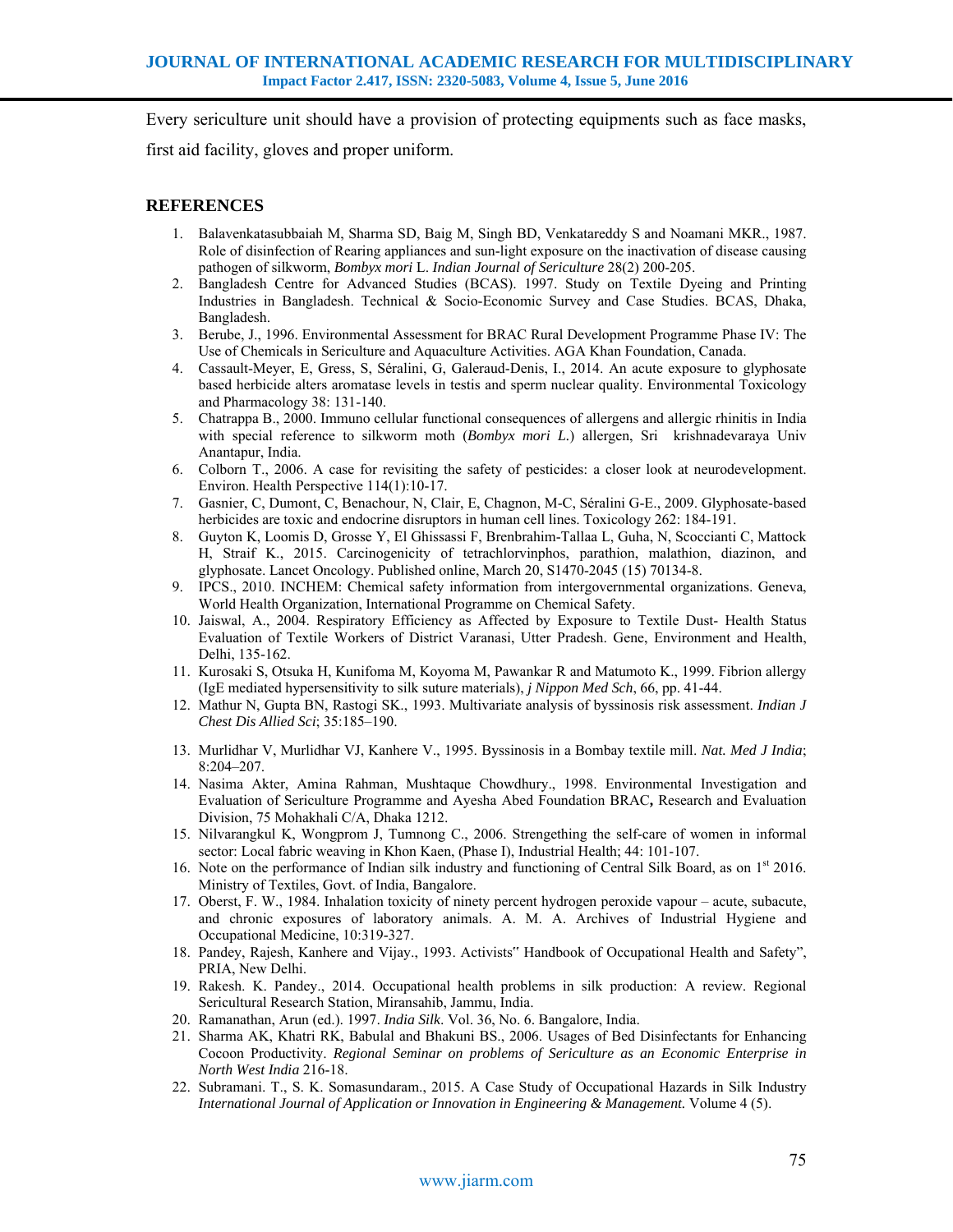Every sericulture unit should have a provision of protecting equipments such as face masks, first aid facility, gloves and proper uniform.

## REFERENCES

1. Balavenkatasubbaiah M, Sharma SD, Baig M, Singh BD, Venkatareddy S and Noamani MKR., 1987. Role of disinfection of Rearing appliances and sun-light exposure on the inactivation of disease causing pathogen of silkworm, *Bombyx mori* L. *Indian Journal of Sericulture* 28(2) 200-205.
2. Bangladesh Centre for Advanced Studies (BCAS). 1997. Study on Textile Dyeing and Printing Industries in Bangladesh. Technical & Socio-Economic Survey and Case Studies. BCAS, Dhaka, Bangladesh.
3. Berube, J., 1996. Environmental Assessment for BRAC Rural Development Programme Phase IV: The Use of Chemicals in Sericulture and Aquaculture Activities. AGA Khan Foundation, Canada.
4. Cassault-Meyer, E, Gress, S, Séralini, G, Galeraud-Denis, I., 2014. An acute exposure to glyphosate based herbicide alters aromatase levels in testis and sperm nuclear quality. Environmental Toxicology and Pharmacology 38: 131-140.
5. Chatrappa B., 2000. Immuno cellular functional consequences of allergens and allergic rhinitis in India with special reference to silkworm moth (*Bombyx mori L.*) allergen, Sri krishnadevaraya Univ Anantapur, India.
6. Colborn T., 2006. A case for revisiting the safety of pesticides: a closer look at neurodevelopment. Environ. Health Perspective 114(1):10-17.
7. Gasnier, C, Dumont, C, Benachour, N, Clair, E, Chagnon, M-C, Séralini G-E., 2009. Glyphosate-based herbicides are toxic and endocrine disruptors in human cell lines. Toxicology 262: 184-191.
8. Guyton K, Loomis D, Grosse Y, El Ghissassi F, Brenbrahim-Tallaa L, Guha, N, Scoccianti C, Mattock H, Straif K., 2015. Carcinogenicity of tetrachlorvinphos, parathion, malathion, diazinon, and glyphosate. Lancet Oncology. Published online, March 20, S1470-2045 (15) 70134-8.
9. IPCS., 2010. INCHEM: Chemical safety information from intergovernmental organizations. Geneva, World Health Organization, International Programme on Chemical Safety.
10. Jaiswal, A., 2004. Respiratory Efficiency as Affected by Exposure to Textile Dust- Health Status Evaluation of Textile Workers of District Varanasi, Utter Pradesh. Gene, Environment and Health, Delhi, 135-162.
11. Kurosaki S, Otsuka H, Kunifoma M, Koyoma M, Pawankar R and Matumoto K., 1999. Fibrion allergy (IgE mediated hypersensitivity to silk suture materials), *j Nippon Med Sch*, 66, pp. 41-44.
12. Mathur N, Gupta BN, Rastogi SK., 1993. Multivariate analysis of byssinosis risk assessment. *Indian J Chest Dis Allied Sci*; 35:185–190.
13. Murlidhar V, Murlidhar VJ, Kanhere V., 1995. Byssinosis in a Bombay textile mill. *Nat. Med J India*; 8:204–207.
14. Nasima Akter, Amina Rahman, Mushtaque Chowdhury., 1998. Environmental Investigation and Evaluation of Sericulture Programme and Ayesha Abed Foundation BRAC**,** Research and Evaluation Division, 75 Mohakhali C/A, Dhaka 1212.
15. Nilvarangkul K, Wongprom J, Tumnong C., 2006. Strengething the self-care of women in informal sector: Local fabric weaving in Khon Kaen, (Phase I), Industrial Health; 44: 101-107.
16. Note on the performance of Indian silk industry and functioning of Central Silk Board, as on 1st 2016. Ministry of Textiles, Govt. of India, Bangalore.
17. Oberst, F. W., 1984. Inhalation toxicity of ninety percent hydrogen peroxide vapour – acute, subacute, and chronic exposures of laboratory animals. A. M. A. Archives of Industrial Hygiene and Occupational Medicine, 10:319-327.
18. Pandey, Rajesh, Kanhere and Vijay., 1993. Activists" Handbook of Occupational Health and Safety", PRIA, New Delhi.
19. Rakesh. K. Pandey., 2014. Occupational health problems in silk production: A review. Regional Sericultural Research Station, Miransahib, Jammu, India.
20. Ramanathan, Arun (ed.). 1997. *India Silk*. Vol. 36, No. 6. Bangalore, India.
21. Sharma AK, Khatri RK, Babulal and Bhakuni BS., 2006. Usages of Bed Disinfectants for Enhancing Cocoon Productivity. *Regional Seminar on problems of Sericulture as an Economic Enterprise in North West India* 216-18.
22. Subramani. T., S. K. Somasundaram., 2015. A Case Study of Occupational Hazards in Silk Industry *International Journal of Application or Innovation in Engineering & Management.* Volume 4 (5).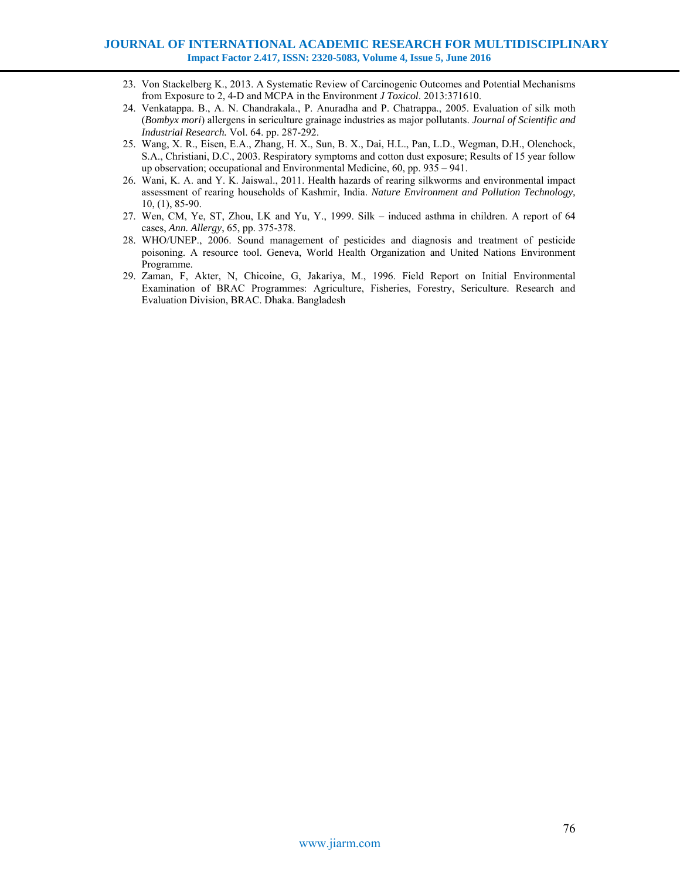23. Von Stackelberg K., 2013. A Systematic Review of Carcinogenic Outcomes and Potential Mechanisms from Exposure to 2, 4-D and MCPA in the Environment *J Toxicol*. 2013:371610.
24. Venkatappa. B., A. N. Chandrakala., P. Anuradha and P. Chatrappa., 2005. Evaluation of silk moth (*Bombyx mori*) allergens in sericulture grainage industries as major pollutants. *Journal of Scientific and Industrial Research.* Vol. 64. pp. 287-292.
25. Wang, X. R., Eisen, E.A., Zhang, H. X., Sun, B. X., Dai, H.L., Pan, L.D., Wegman, D.H., Olenchock, S.A., Christiani, D.C., 2003. Respiratory symptoms and cotton dust exposure; Results of 15 year follow up observation; occupational and Environmental Medicine, 60, pp. 935 – 941.
26. Wani, K. A. and Y. K. Jaiswal., 2011. Health hazards of rearing silkworms and environmental impact assessment of rearing households of Kashmir, India. *Nature Environment and Pollution Technology,* 10, (1), 85-90.
27. Wen, CM, Ye, ST, Zhou, LK and Yu, Y., 1999. Silk – induced asthma in children. A report of 64 cases, *Ann. Allergy*, 65, pp. 375-378.
28. WHO/UNEP., 2006. Sound management of pesticides and diagnosis and treatment of pesticide poisoning. A resource tool. Geneva, World Health Organization and United Nations Environment Programme.
29. Zaman, F, Akter, N, Chicoine, G, Jakariya, M., 1996. Field Report on Initial Environmental Examination of BRAC Programmes: Agriculture, Fisheries, Forestry, Sericulture. Research and Evaluation Division, BRAC. Dhaka. Bangladesh